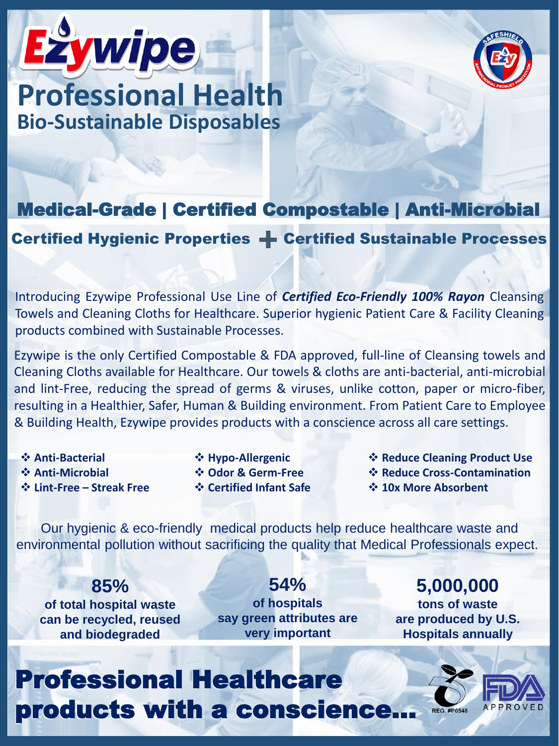# Ezywipe

# Professional Health

## Bio-Sustainable Disposables

SAFESHIELD Ezy ANTIMICROBIAL PRODUCT PROTECTION

## Medical-Grade | Certified Compostable | Anti-Microbial

### Certified Hygienic Properties + Certified Sustainable Processes

Introducing Ezywipe Professional Use Line of ***Certified Eco-Friendly 100% Rayon*** Cleansing Towels and Cleaning Cloths for Healthcare. Superior hygienic Patient Care & Facility Cleaning products combined with Sustainable Processes.

Ezywipe is the only Certified Compostable & FDA approved, full-line of Cleansing towels and Cleaning Cloths available for Healthcare. Our towels & cloths are anti-bacterial, anti-microbial and lint-Free, reducing the spread of germs & viruses, unlike cotton, paper or micro-fiber, resulting in a Healthier, Safer, Human & Building environment. From Patient Care to Employee & Building Health, Ezywipe provides products with a conscience across all care settings.

- **Anti-Bacterial**
- **Anti-Microbial**
- **Lint-Free – Streak Free**
- **Hypo-Allergenic**
- **Odor & Germ-Free**
- **Certified Infant Safe**
- **Reduce Cleaning Product Use**
- **Reduce Cross-Contamination**
- **10x More Absorbent**

Our hygienic & eco-friendly medical products help reduce healthcare waste and environmental pollution without sacrificing the quality that Medical Professionals expect.

**85%**
**of total hospital waste can be recycled, reused and biodegraded**

**54%**
**of hospitals say green attributes are very important**

**5,000,000**
**tons of waste are produced by U.S. Hospitals annually**

# Professional Healthcare products with a conscience...

REG. #P0548

FDA APPROVED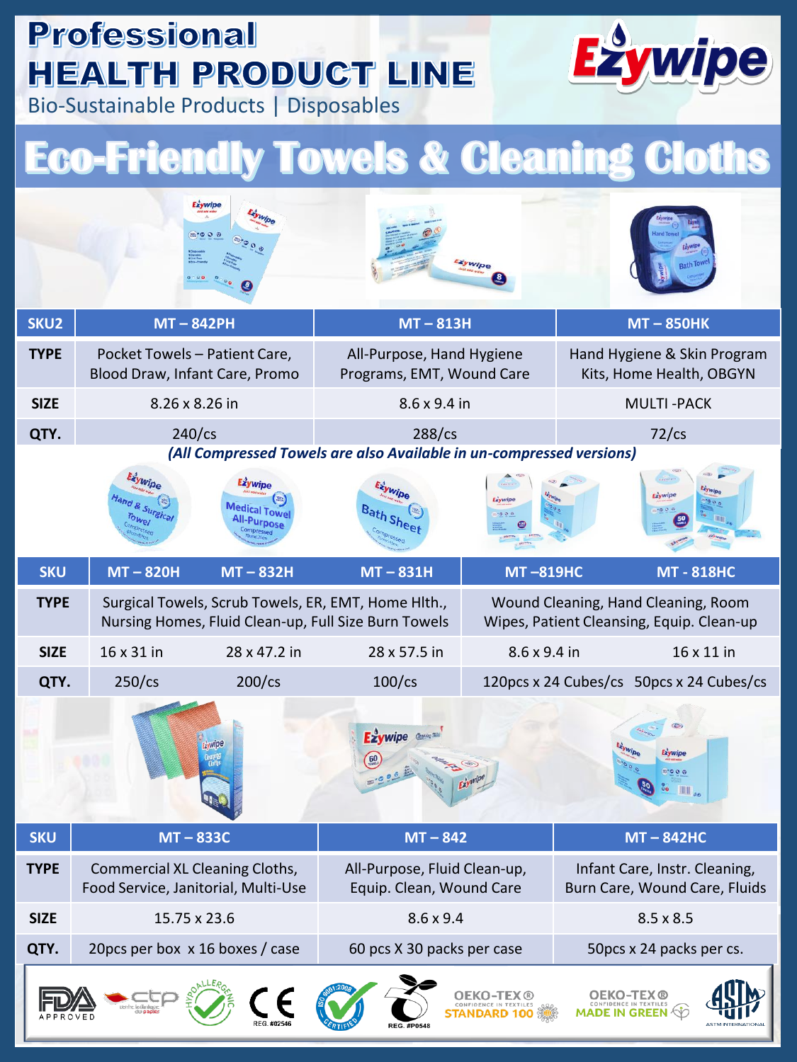# Professional HEALTH PRODUCT LINE

Bio-Sustainable Products | Disposables

Ezywipe

## Eco-Friendly Towels & Cleaning Cloths

| SKU2 | MT – 842PH | MT – 813H | MT – 850HK |
|---|---|---|---|
| TYPE | Pocket Towels – Patient Care, Blood Draw, Infant Care, Promo | All-Purpose, Hand Hygiene Programs, EMT, Wound Care | Hand Hygiene & Skin Program Kits, Home Health, OBGYN |
| SIZE | 8.26 x 8.26 in | 8.6 x 9.4 in | MULTI -PACK |
| QTY. | 240/cs | 288/cs | 72/cs |

*(All Compressed Towels are also Available in un-compressed versions)*

| SKU | MT – 820H | MT – 832H | MT – 831H | MT –819HC | MT - 818HC |
|---|---|---|---|---|---|
| TYPE | Surgical Towels, Scrub Towels, ER, EMT, Home Hlth., Nursing Homes, Fluid Clean-up, Full Size Burn Towels | | | Wound Cleaning, Hand Cleaning, Room Wipes, Patient Cleansing, Equip. Clean-up | |
| SIZE | 16 x 31 in | 28 x 47.2 in | 28 x 57.5 in | 8.6 x 9.4 in | 16 x 11 in |
| QTY. | 250/cs | 200/cs | 100/cs | 120pcs x 24 Cubes/cs | 50pcs x 24 Cubes/cs |

| SKU | MT – 833C | MT – 842 | MT – 842HC |
|---|---|---|---|
| TYPE | Commercial XL Cleaning Cloths, Food Service, Janitorial, Multi-Use | All-Purpose, Fluid Clean-up, Equip. Clean, Wound Care | Infant Care, Instr. Cleaning, Burn Care, Wound Care, Fluids |
| SIZE | 15.75 x 23.6 | 8.6 x 9.4 | 8.5 x 8.5 |
| QTY. | 20pcs per box x 16 boxes / case | 60 pcs X 30 packs per case | 50pcs x 24 packs per cs. |

FDA APPROVED | ctp | HYPOALLERGENIC | CE REG. #02546 | ISO 9001:2008 CERTIFIED | REG. #P0548 | OEKO-TEX® STANDARD 100 | OEKO-TEX® MADE IN GREEN | ASTM INTERNATIONAL